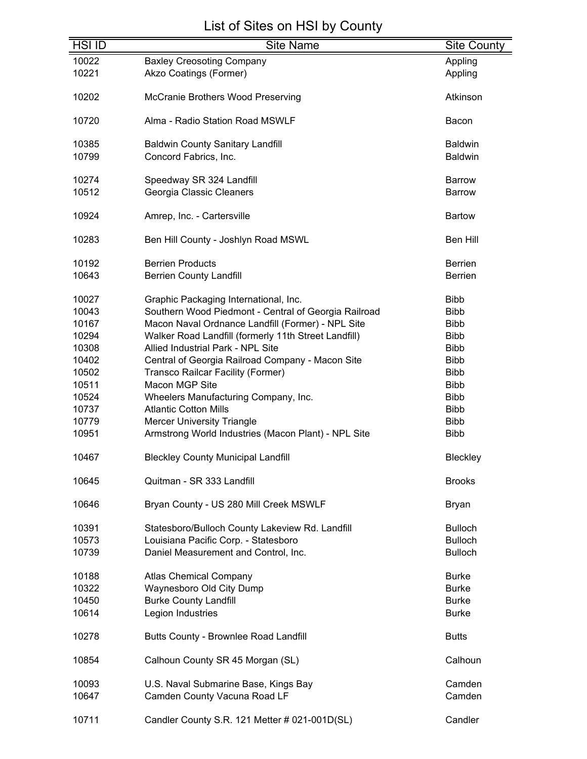# List of Sites on HSI by County

| HSI ID | Site Name | Site County |
|---|---|---|
| 10022 | Baxley Creosoting Company | Appling |
| 10221 | Akzo Coatings (Former) | Appling |
| 10202 | McCranie Brothers Wood Preserving | Atkinson |
| 10720 | Alma - Radio Station Road MSWLF | Bacon |
| 10385 | Baldwin County Sanitary Landfill | Baldwin |
| 10799 | Concord Fabrics, Inc. | Baldwin |
| 10274 | Speedway SR 324 Landfill | Barrow |
| 10512 | Georgia Classic Cleaners | Barrow |
| 10924 | Amrep, Inc. - Cartersville | Bartow |
| 10283 | Ben Hill County - Joshlyn Road MSWL | Ben Hill |
| 10192 | Berrien Products | Berrien |
| 10643 | Berrien County Landfill | Berrien |
| 10027 | Graphic Packaging International, Inc. | Bibb |
| 10043 | Southern Wood Piedmont - Central of Georgia Railroad | Bibb |
| 10167 | Macon Naval Ordnance Landfill (Former) - NPL Site | Bibb |
| 10294 | Walker Road Landfill (formerly 11th Street Landfill) | Bibb |
| 10308 | Allied Industrial Park - NPL Site | Bibb |
| 10402 | Central of Georgia Railroad Company - Macon Site | Bibb |
| 10502 | Transco Railcar Facility (Former) | Bibb |
| 10511 | Macon MGP Site | Bibb |
| 10524 | Wheelers Manufacturing Company, Inc. | Bibb |
| 10737 | Atlantic Cotton Mills | Bibb |
| 10779 | Mercer University Triangle | Bibb |
| 10951 | Armstrong World Industries (Macon Plant) - NPL Site | Bibb |
| 10467 | Bleckley County Municipal Landfill | Bleckley |
| 10645 | Quitman - SR 333 Landfill | Brooks |
| 10646 | Bryan County - US 280 Mill Creek MSWLF | Bryan |
| 10391 | Statesboro/Bulloch County Lakeview Rd. Landfill | Bulloch |
| 10573 | Louisiana Pacific Corp. - Statesboro | Bulloch |
| 10739 | Daniel Measurement and Control, Inc. | Bulloch |
| 10188 | Atlas Chemical Company | Burke |
| 10322 | Waynesboro Old City Dump | Burke |
| 10450 | Burke County Landfill | Burke |
| 10614 | Legion Industries | Burke |
| 10278 | Butts County - Brownlee Road Landfill | Butts |
| 10854 | Calhoun County SR 45 Morgan (SL) | Calhoun |
| 10093 | U.S. Naval Submarine Base, Kings Bay | Camden |
| 10647 | Camden County Vacuna Road LF | Camden |
| 10711 | Candler County S.R. 121 Metter # 021-001D(SL) | Candler |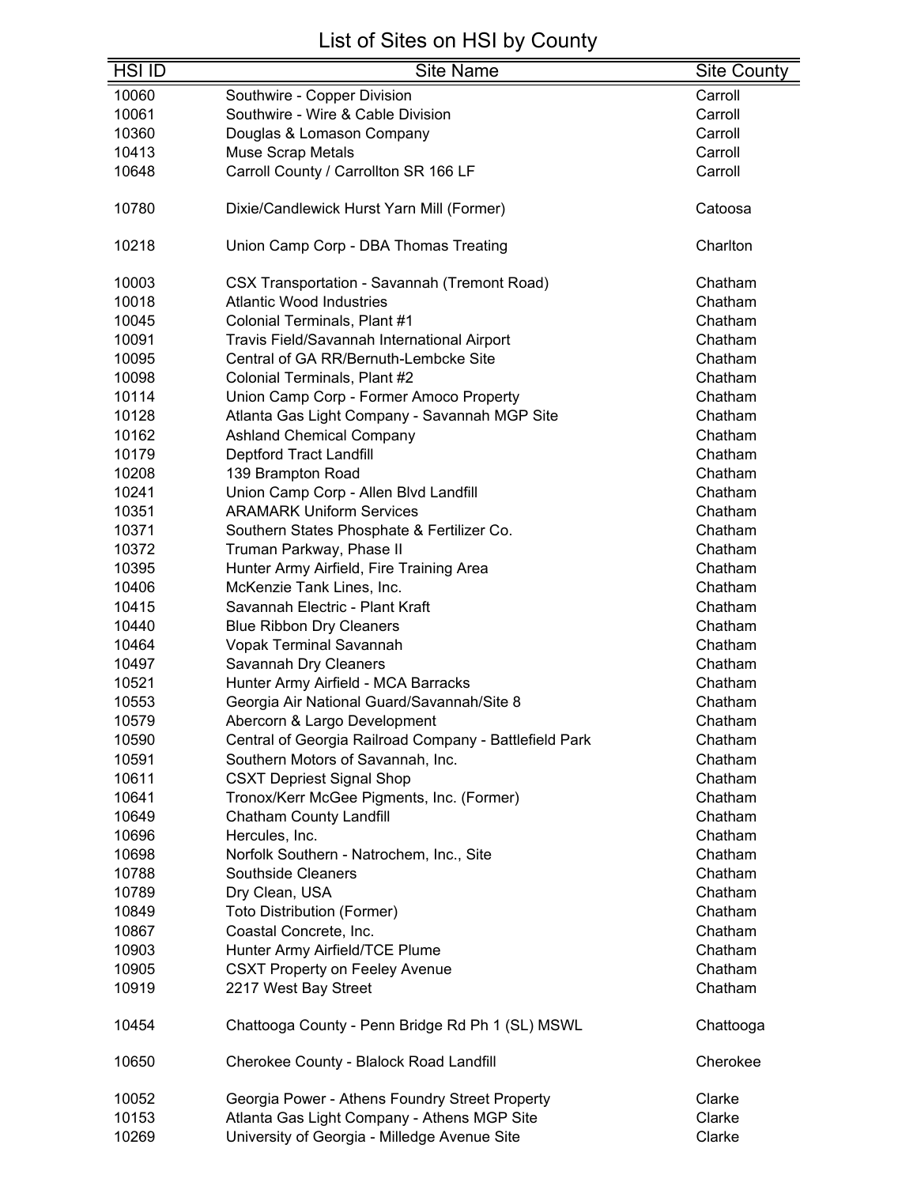# List of Sites on HSI by County

| HSI ID | Site Name | Site County |
|---|---|---|
| 10060 | Southwire - Copper Division | Carroll |
| 10061 | Southwire - Wire & Cable Division | Carroll |
| 10360 | Douglas & Lomason Company | Carroll |
| 10413 | Muse Scrap Metals | Carroll |
| 10648 | Carroll County / Carrollton SR 166 LF | Carroll |
| 10780 | Dixie/Candlewick Hurst Yarn Mill (Former) | Catoosa |
| 10218 | Union Camp Corp - DBA Thomas Treating | Charlton |
| 10003 | CSX Transportation - Savannah (Tremont Road) | Chatham |
| 10018 | Atlantic Wood Industries | Chatham |
| 10045 | Colonial Terminals, Plant #1 | Chatham |
| 10091 | Travis Field/Savannah International Airport | Chatham |
| 10095 | Central of GA RR/Bernuth-Lembcke Site | Chatham |
| 10098 | Colonial Terminals, Plant #2 | Chatham |
| 10114 | Union Camp Corp - Former Amoco Property | Chatham |
| 10128 | Atlanta Gas Light Company - Savannah MGP Site | Chatham |
| 10162 | Ashland Chemical Company | Chatham |
| 10179 | Deptford Tract Landfill | Chatham |
| 10208 | 139 Brampton Road | Chatham |
| 10241 | Union Camp Corp - Allen Blvd Landfill | Chatham |
| 10351 | ARAMARK Uniform Services | Chatham |
| 10371 | Southern States Phosphate & Fertilizer Co. | Chatham |
| 10372 | Truman Parkway, Phase II | Chatham |
| 10395 | Hunter Army Airfield, Fire Training Area | Chatham |
| 10406 | McKenzie Tank Lines, Inc. | Chatham |
| 10415 | Savannah Electric - Plant Kraft | Chatham |
| 10440 | Blue Ribbon Dry Cleaners | Chatham |
| 10464 | Vopak Terminal Savannah | Chatham |
| 10497 | Savannah Dry Cleaners | Chatham |
| 10521 | Hunter Army Airfield - MCA Barracks | Chatham |
| 10553 | Georgia Air National Guard/Savannah/Site 8 | Chatham |
| 10579 | Abercorn & Largo Development | Chatham |
| 10590 | Central of Georgia Railroad Company - Battlefield Park | Chatham |
| 10591 | Southern Motors of Savannah, Inc. | Chatham |
| 10611 | CSXT Depriest Signal Shop | Chatham |
| 10641 | Tronox/Kerr McGee Pigments, Inc. (Former) | Chatham |
| 10649 | Chatham County Landfill | Chatham |
| 10696 | Hercules, Inc. | Chatham |
| 10698 | Norfolk Southern - Natrochem, Inc., Site | Chatham |
| 10788 | Southside Cleaners | Chatham |
| 10789 | Dry Clean, USA | Chatham |
| 10849 | Toto Distribution (Former) | Chatham |
| 10867 | Coastal Concrete, Inc. | Chatham |
| 10903 | Hunter Army Airfield/TCE Plume | Chatham |
| 10905 | CSXT Property on Feeley Avenue | Chatham |
| 10919 | 2217 West Bay Street | Chatham |
| 10454 | Chattooga County - Penn Bridge Rd Ph 1 (SL) MSWL | Chattooga |
| 10650 | Cherokee County - Blalock Road Landfill | Cherokee |
| 10052 | Georgia Power - Athens Foundry Street Property | Clarke |
| 10153 | Atlanta Gas Light Company - Athens MGP Site | Clarke |
| 10269 | University of Georgia - Milledge Avenue Site | Clarke |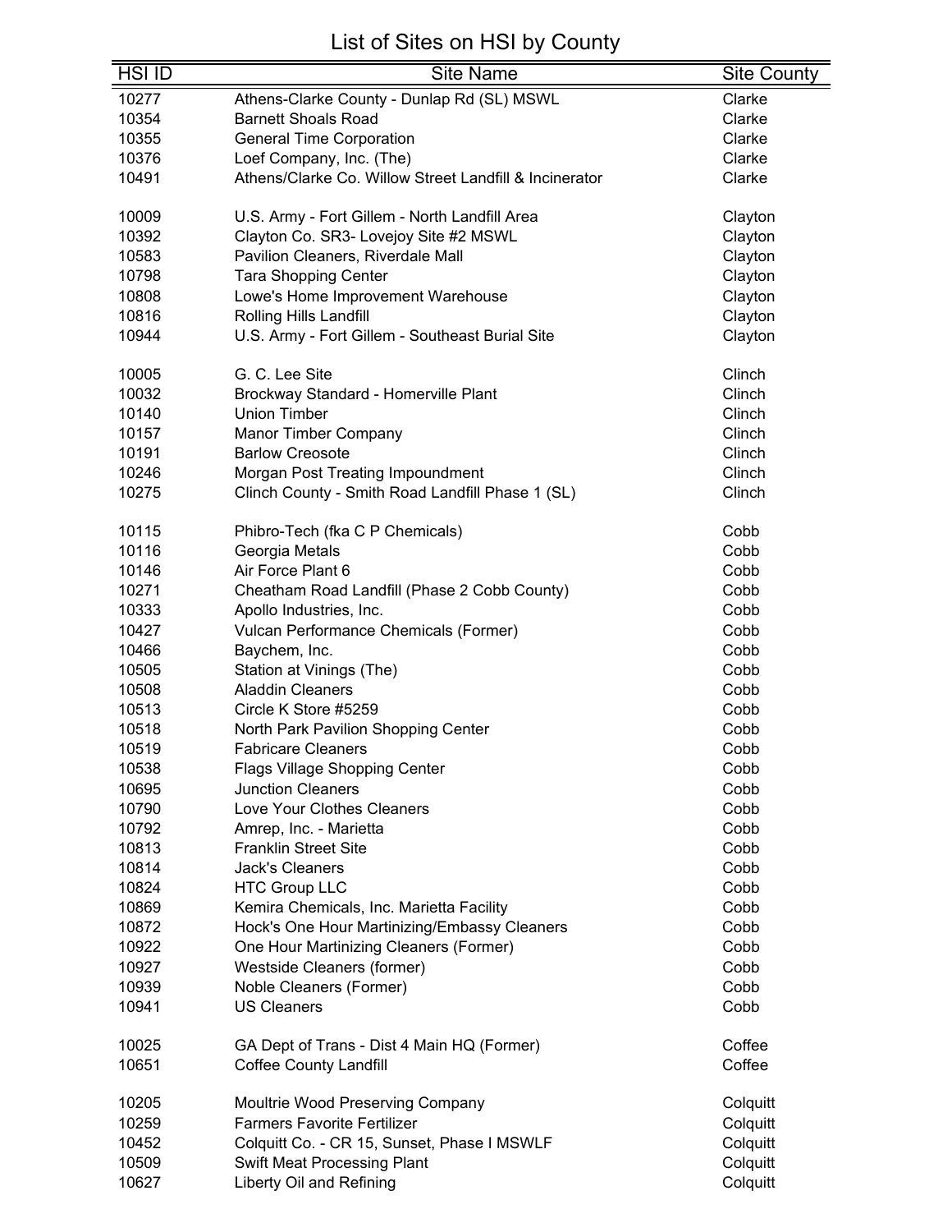# List of Sites on HSI by County

| HSI ID | Site Name | Site County |
|---|---|---|
| 10277 | Athens-Clarke County - Dunlap Rd (SL) MSWL | Clarke |
| 10354 | Barnett Shoals Road | Clarke |
| 10355 | General Time Corporation | Clarke |
| 10376 | Loef Company, Inc. (The) | Clarke |
| 10491 | Athens/Clarke Co. Willow Street Landfill & Incinerator | Clarke |
| 10009 | U.S. Army - Fort Gillem - North Landfill Area | Clayton |
| 10392 | Clayton Co. SR3- Lovejoy Site #2 MSWL | Clayton |
| 10583 | Pavilion Cleaners, Riverdale Mall | Clayton |
| 10798 | Tara Shopping Center | Clayton |
| 10808 | Lowe's Home Improvement Warehouse | Clayton |
| 10816 | Rolling Hills Landfill | Clayton |
| 10944 | U.S. Army - Fort Gillem - Southeast Burial Site | Clayton |
| 10005 | G. C. Lee Site | Clinch |
| 10032 | Brockway Standard - Homerville Plant | Clinch |
| 10140 | Union Timber | Clinch |
| 10157 | Manor Timber Company | Clinch |
| 10191 | Barlow Creosote | Clinch |
| 10246 | Morgan Post Treating Impoundment | Clinch |
| 10275 | Clinch County - Smith Road Landfill Phase 1 (SL) | Clinch |
| 10115 | Phibro-Tech (fka C P Chemicals) | Cobb |
| 10116 | Georgia Metals | Cobb |
| 10146 | Air Force Plant 6 | Cobb |
| 10271 | Cheatham Road Landfill (Phase 2 Cobb County) | Cobb |
| 10333 | Apollo Industries, Inc. | Cobb |
| 10427 | Vulcan Performance Chemicals (Former) | Cobb |
| 10466 | Baychem, Inc. | Cobb |
| 10505 | Station at Vinings (The) | Cobb |
| 10508 | Aladdin Cleaners | Cobb |
| 10513 | Circle K Store #5259 | Cobb |
| 10518 | North Park Pavilion Shopping Center | Cobb |
| 10519 | Fabricare Cleaners | Cobb |
| 10538 | Flags Village Shopping Center | Cobb |
| 10695 | Junction Cleaners | Cobb |
| 10790 | Love Your Clothes Cleaners | Cobb |
| 10792 | Amrep, Inc. - Marietta | Cobb |
| 10813 | Franklin Street Site | Cobb |
| 10814 | Jack's Cleaners | Cobb |
| 10824 | HTC Group LLC | Cobb |
| 10869 | Kemira Chemicals, Inc. Marietta Facility | Cobb |
| 10872 | Hock's One Hour Martinizing/Embassy Cleaners | Cobb |
| 10922 | One Hour Martinizing Cleaners (Former) | Cobb |
| 10927 | Westside Cleaners (former) | Cobb |
| 10939 | Noble Cleaners (Former) | Cobb |
| 10941 | US Cleaners | Cobb |
| 10025 | GA Dept of Trans - Dist 4 Main HQ (Former) | Coffee |
| 10651 | Coffee County Landfill | Coffee |
| 10205 | Moultrie Wood Preserving Company | Colquitt |
| 10259 | Farmers Favorite Fertilizer | Colquitt |
| 10452 | Colquitt Co. - CR 15, Sunset, Phase I MSWLF | Colquitt |
| 10509 | Swift Meat Processing Plant | Colquitt |
| 10627 | Liberty Oil and Refining | Colquitt |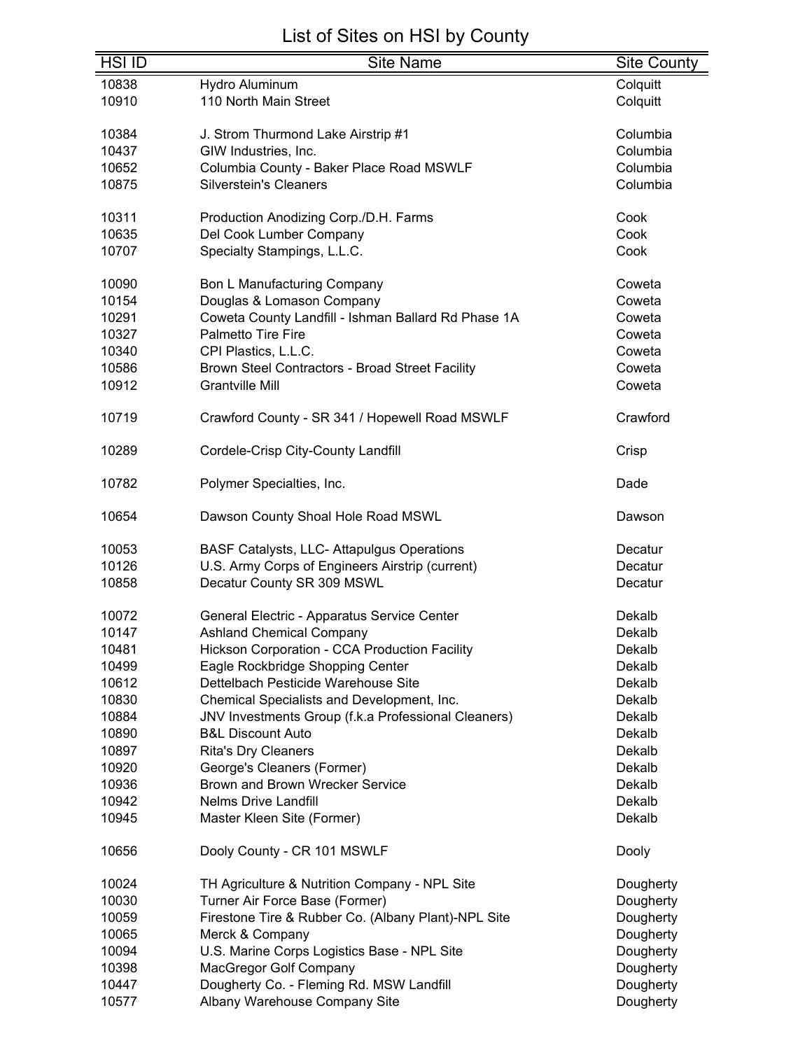# List of Sites on HSI by County

| HSI ID | Site Name | Site County |
|---|---|---|
| 10838 | Hydro Aluminum | Colquitt |
| 10910 | 110 North Main Street | Colquitt |
| 10384 | J. Strom Thurmond Lake Airstrip #1 | Columbia |
| 10437 | GIW Industries, Inc. | Columbia |
| 10652 | Columbia County - Baker Place Road MSWLF | Columbia |
| 10875 | Silverstein's Cleaners | Columbia |
| 10311 | Production Anodizing Corp./D.H. Farms | Cook |
| 10635 | Del Cook Lumber Company | Cook |
| 10707 | Specialty Stampings, L.L.C. | Cook |
| 10090 | Bon L Manufacturing Company | Coweta |
| 10154 | Douglas & Lomason Company | Coweta |
| 10291 | Coweta County Landfill - Ishman Ballard Rd Phase 1A | Coweta |
| 10327 | Palmetto Tire Fire | Coweta |
| 10340 | CPI Plastics, L.L.C. | Coweta |
| 10586 | Brown Steel Contractors - Broad Street Facility | Coweta |
| 10912 | Grantville Mill | Coweta |
| 10719 | Crawford County - SR 341 / Hopewell Road MSWLF | Crawford |
| 10289 | Cordele-Crisp City-County Landfill | Crisp |
| 10782 | Polymer Specialties, Inc. | Dade |
| 10654 | Dawson County Shoal Hole Road MSWL | Dawson |
| 10053 | BASF Catalysts, LLC- Attapulgus Operations | Decatur |
| 10126 | U.S. Army Corps of Engineers Airstrip (current) | Decatur |
| 10858 | Decatur County SR 309 MSWL | Decatur |
| 10072 | General Electric - Apparatus Service Center | Dekalb |
| 10147 | Ashland Chemical Company | Dekalb |
| 10481 | Hickson Corporation - CCA Production Facility | Dekalb |
| 10499 | Eagle Rockbridge Shopping Center | Dekalb |
| 10612 | Dettelbach Pesticide Warehouse Site | Dekalb |
| 10830 | Chemical Specialists and Development, Inc. | Dekalb |
| 10884 | JNV Investments Group (f.k.a Professional Cleaners) | Dekalb |
| 10890 | B&L Discount Auto | Dekalb |
| 10897 | Rita's Dry Cleaners | Dekalb |
| 10920 | George's Cleaners (Former) | Dekalb |
| 10936 | Brown and Brown Wrecker Service | Dekalb |
| 10942 | Nelms Drive Landfill | Dekalb |
| 10945 | Master Kleen Site (Former) | Dekalb |
| 10656 | Dooly County - CR 101 MSWLF | Dooly |
| 10024 | TH Agriculture & Nutrition Company - NPL Site | Dougherty |
| 10030 | Turner Air Force Base (Former) | Dougherty |
| 10059 | Firestone Tire & Rubber Co. (Albany Plant)-NPL Site | Dougherty |
| 10065 | Merck & Company | Dougherty |
| 10094 | U.S. Marine Corps Logistics Base - NPL Site | Dougherty |
| 10398 | MacGregor Golf Company | Dougherty |
| 10447 | Dougherty Co. - Fleming Rd. MSW Landfill | Dougherty |
| 10577 | Albany Warehouse Company Site | Dougherty |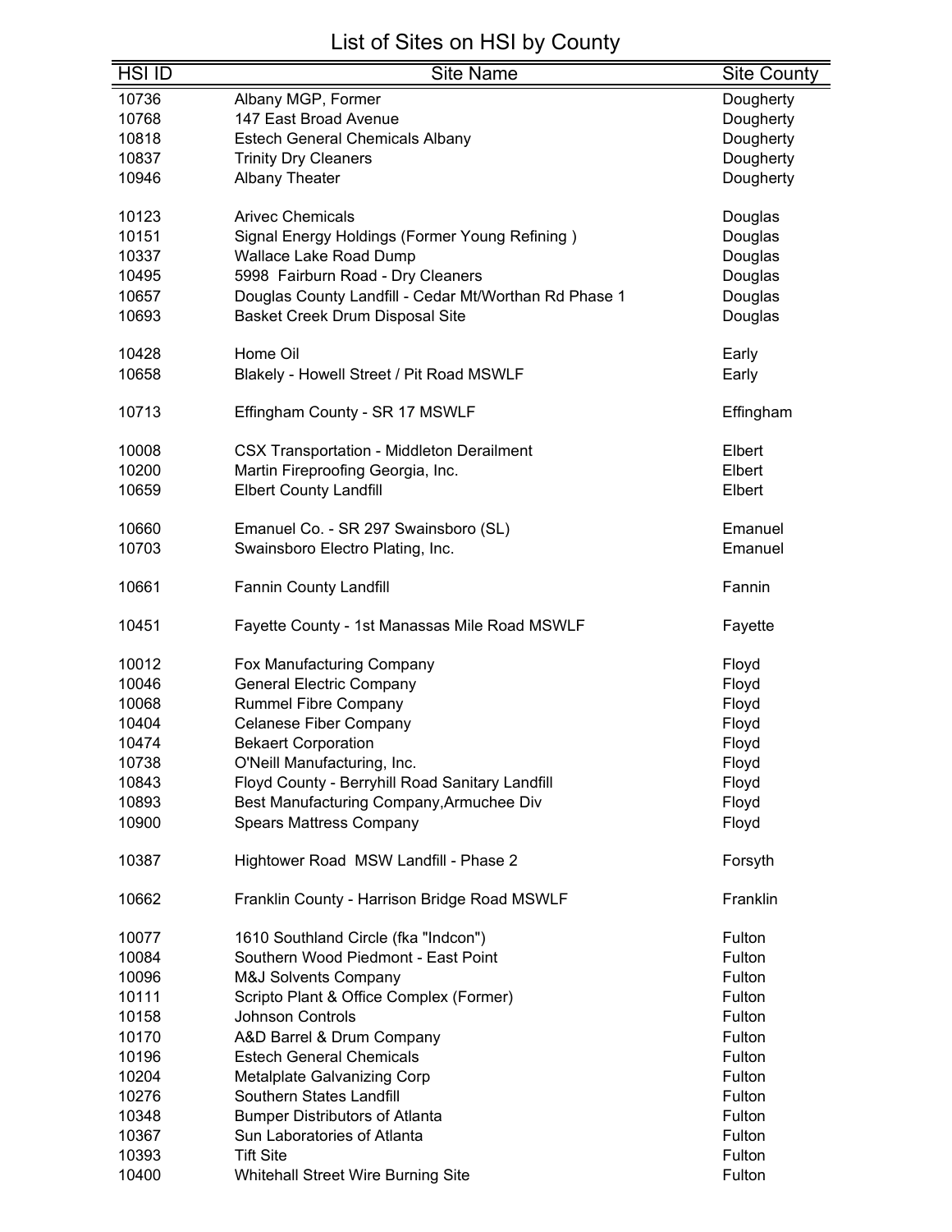# List of Sites on HSI by County

| HSI ID | Site Name | Site County |
|---|---|---|
| 10736 | Albany MGP, Former | Dougherty |
| 10768 | 147 East Broad Avenue | Dougherty |
| 10818 | Estech General Chemicals Albany | Dougherty |
| 10837 | Trinity Dry Cleaners | Dougherty |
| 10946 | Albany Theater | Dougherty |
| 10123 | Arivec Chemicals | Douglas |
| 10151 | Signal Energy Holdings (Former Young Refining ) | Douglas |
| 10337 | Wallace Lake Road Dump | Douglas |
| 10495 | 5998 Fairburn Road - Dry Cleaners | Douglas |
| 10657 | Douglas County Landfill - Cedar Mt/Worthan Rd Phase 1 | Douglas |
| 10693 | Basket Creek Drum Disposal Site | Douglas |
| 10428 | Home Oil | Early |
| 10658 | Blakely - Howell Street / Pit Road MSWLF | Early |
| 10713 | Effingham County - SR 17 MSWLF | Effingham |
| 10008 | CSX Transportation - Middleton Derailment | Elbert |
| 10200 | Martin Fireproofing Georgia, Inc. | Elbert |
| 10659 | Elbert County Landfill | Elbert |
| 10660 | Emanuel Co. - SR 297 Swainsboro (SL) | Emanuel |
| 10703 | Swainsboro Electro Plating, Inc. | Emanuel |
| 10661 | Fannin County Landfill | Fannin |
| 10451 | Fayette County - 1st Manassas Mile Road MSWLF | Fayette |
| 10012 | Fox Manufacturing Company | Floyd |
| 10046 | General Electric Company | Floyd |
| 10068 | Rummel Fibre Company | Floyd |
| 10404 | Celanese Fiber Company | Floyd |
| 10474 | Bekaert Corporation | Floyd |
| 10738 | O'Neill Manufacturing, Inc. | Floyd |
| 10843 | Floyd County - Berryhill Road Sanitary Landfill | Floyd |
| 10893 | Best Manufacturing Company,Armuchee Div | Floyd |
| 10900 | Spears Mattress Company | Floyd |
| 10387 | Hightower Road MSW Landfill - Phase 2 | Forsyth |
| 10662 | Franklin County - Harrison Bridge Road MSWLF | Franklin |
| 10077 | 1610 Southland Circle (fka "Indcon") | Fulton |
| 10084 | Southern Wood Piedmont - East Point | Fulton |
| 10096 | M&J Solvents Company | Fulton |
| 10111 | Scripto Plant & Office Complex (Former) | Fulton |
| 10158 | Johnson Controls | Fulton |
| 10170 | A&D Barrel & Drum Company | Fulton |
| 10196 | Estech General Chemicals | Fulton |
| 10204 | Metalplate Galvanizing Corp | Fulton |
| 10276 | Southern States Landfill | Fulton |
| 10348 | Bumper Distributors of Atlanta | Fulton |
| 10367 | Sun Laboratories of Atlanta | Fulton |
| 10393 | Tift Site | Fulton |
| 10400 | Whitehall Street Wire Burning Site | Fulton |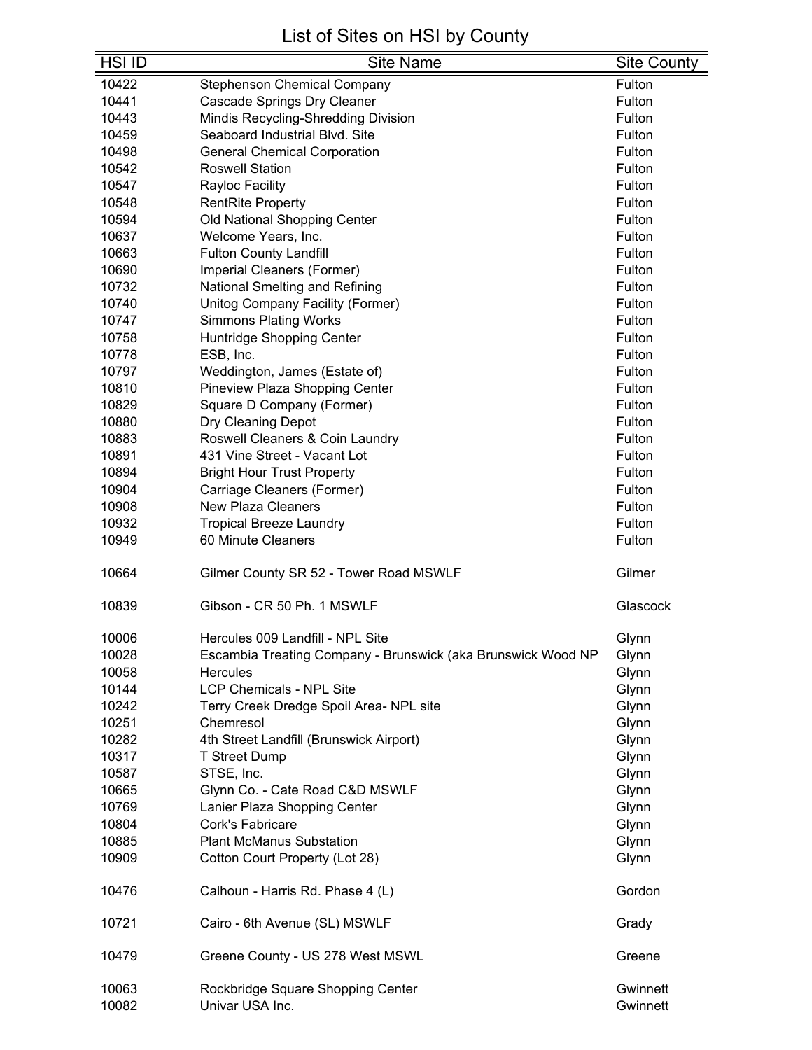# List of Sites on HSI by County

| HSI ID | Site Name | Site County |
|---|---|---|
| 10422 | Stephenson Chemical Company | Fulton |
| 10441 | Cascade Springs Dry Cleaner | Fulton |
| 10443 | Mindis Recycling-Shredding Division | Fulton |
| 10459 | Seaboard Industrial Blvd. Site | Fulton |
| 10498 | General Chemical Corporation | Fulton |
| 10542 | Roswell Station | Fulton |
| 10547 | Rayloc Facility | Fulton |
| 10548 | RentRite Property | Fulton |
| 10594 | Old National Shopping Center | Fulton |
| 10637 | Welcome Years, Inc. | Fulton |
| 10663 | Fulton County Landfill | Fulton |
| 10690 | Imperial Cleaners (Former) | Fulton |
| 10732 | National Smelting and Refining | Fulton |
| 10740 | Unitog Company Facility (Former) | Fulton |
| 10747 | Simmons Plating Works | Fulton |
| 10758 | Huntridge Shopping Center | Fulton |
| 10778 | ESB, Inc. | Fulton |
| 10797 | Weddington, James (Estate of) | Fulton |
| 10810 | Pineview Plaza Shopping Center | Fulton |
| 10829 | Square D Company (Former) | Fulton |
| 10880 | Dry Cleaning Depot | Fulton |
| 10883 | Roswell Cleaners & Coin Laundry | Fulton |
| 10891 | 431 Vine Street - Vacant Lot | Fulton |
| 10894 | Bright Hour Trust Property | Fulton |
| 10904 | Carriage Cleaners (Former) | Fulton |
| 10908 | New Plaza Cleaners | Fulton |
| 10932 | Tropical Breeze Laundry | Fulton |
| 10949 | 60 Minute Cleaners | Fulton |
| 10664 | Gilmer County SR 52 - Tower Road MSWLF | Gilmer |
| 10839 | Gibson - CR 50 Ph. 1 MSWLF | Glascock |
| 10006 | Hercules 009 Landfill - NPL Site | Glynn |
| 10028 | Escambia Treating Company - Brunswick (aka Brunswick Wood NP | Glynn |
| 10058 | Hercules | Glynn |
| 10144 | LCP Chemicals - NPL Site | Glynn |
| 10242 | Terry Creek Dredge Spoil Area- NPL site | Glynn |
| 10251 | Chemresol | Glynn |
| 10282 | 4th Street Landfill (Brunswick Airport) | Glynn |
| 10317 | T Street Dump | Glynn |
| 10587 | STSE, Inc. | Glynn |
| 10665 | Glynn Co. - Cate Road C&D MSWLF | Glynn |
| 10769 | Lanier Plaza Shopping Center | Glynn |
| 10804 | Cork's Fabricare | Glynn |
| 10885 | Plant McManus Substation | Glynn |
| 10909 | Cotton Court Property (Lot 28) | Glynn |
| 10476 | Calhoun - Harris Rd. Phase 4 (L) | Gordon |
| 10721 | Cairo - 6th Avenue (SL) MSWLF | Grady |
| 10479 | Greene County - US 278 West MSWL | Greene |
| 10063 | Rockbridge Square Shopping Center | Gwinnett |
| 10082 | Univar USA Inc. | Gwinnett |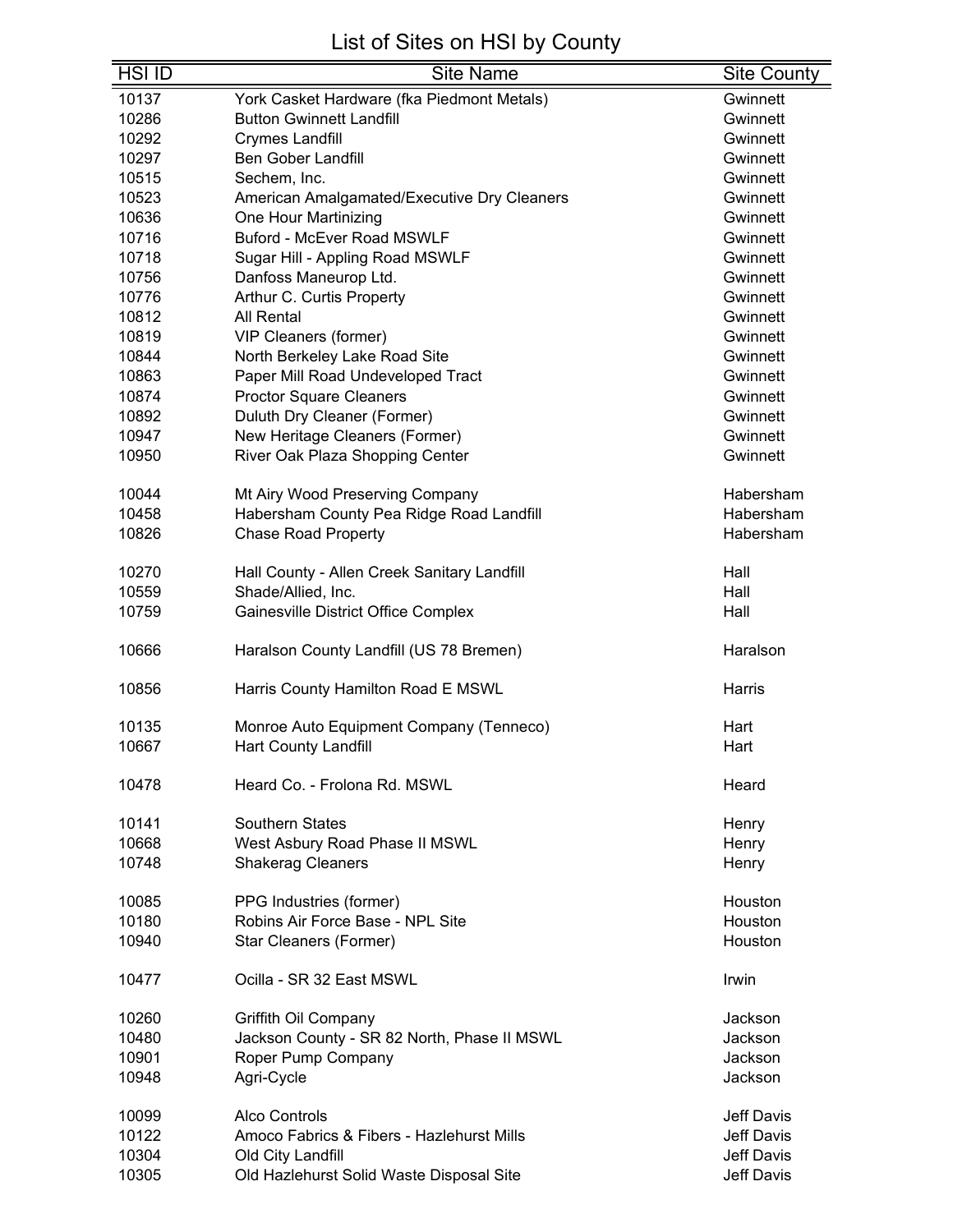# List of Sites on HSI by County

| HSI ID | Site Name | Site County |
| --- | --- | --- |
| 10137 | York Casket Hardware (fka Piedmont Metals) | Gwinnett |
| 10286 | Button Gwinnett Landfill | Gwinnett |
| 10292 | Crymes Landfill | Gwinnett |
| 10297 | Ben Gober Landfill | Gwinnett |
| 10515 | Sechem, Inc. | Gwinnett |
| 10523 | American Amalgamated/Executive Dry Cleaners | Gwinnett |
| 10636 | One Hour Martinizing | Gwinnett |
| 10716 | Buford - McEver Road MSWLF | Gwinnett |
| 10718 | Sugar Hill - Appling Road MSWLF | Gwinnett |
| 10756 | Danfoss Maneurop Ltd. | Gwinnett |
| 10776 | Arthur C. Curtis Property | Gwinnett |
| 10812 | All Rental | Gwinnett |
| 10819 | VIP Cleaners (former) | Gwinnett |
| 10844 | North Berkeley Lake Road Site | Gwinnett |
| 10863 | Paper Mill Road Undeveloped Tract | Gwinnett |
| 10874 | Proctor Square Cleaners | Gwinnett |
| 10892 | Duluth Dry Cleaner (Former) | Gwinnett |
| 10947 | New Heritage Cleaners (Former) | Gwinnett |
| 10950 | River Oak Plaza Shopping Center | Gwinnett |
| 10044 | Mt Airy Wood Preserving Company | Habersham |
| 10458 | Habersham County Pea Ridge Road Landfill | Habersham |
| 10826 | Chase Road Property | Habersham |
| 10270 | Hall County - Allen Creek Sanitary Landfill | Hall |
| 10559 | Shade/Allied, Inc. | Hall |
| 10759 | Gainesville District Office Complex | Hall |
| 10666 | Haralson County Landfill (US 78 Bremen) | Haralson |
| 10856 | Harris County Hamilton Road E MSWL | Harris |
| 10135 | Monroe Auto Equipment Company (Tenneco) | Hart |
| 10667 | Hart County Landfill | Hart |
| 10478 | Heard Co. - Frolona Rd. MSWL | Heard |
| 10141 | Southern States | Henry |
| 10668 | West Asbury Road Phase II MSWL | Henry |
| 10748 | Shakerag Cleaners | Henry |
| 10085 | PPG Industries (former) | Houston |
| 10180 | Robins Air Force Base - NPL Site | Houston |
| 10940 | Star Cleaners (Former) | Houston |
| 10477 | Ocilla - SR 32 East MSWL | Irwin |
| 10260 | Griffith Oil Company | Jackson |
| 10480 | Jackson County - SR 82 North, Phase II MSWL | Jackson |
| 10901 | Roper Pump Company | Jackson |
| 10948 | Agri-Cycle | Jackson |
| 10099 | Alco Controls | Jeff Davis |
| 10122 | Amoco Fabrics & Fibers - Hazlehurst Mills | Jeff Davis |
| 10304 | Old City Landfill | Jeff Davis |
| 10305 | Old Hazlehurst Solid Waste Disposal Site | Jeff Davis |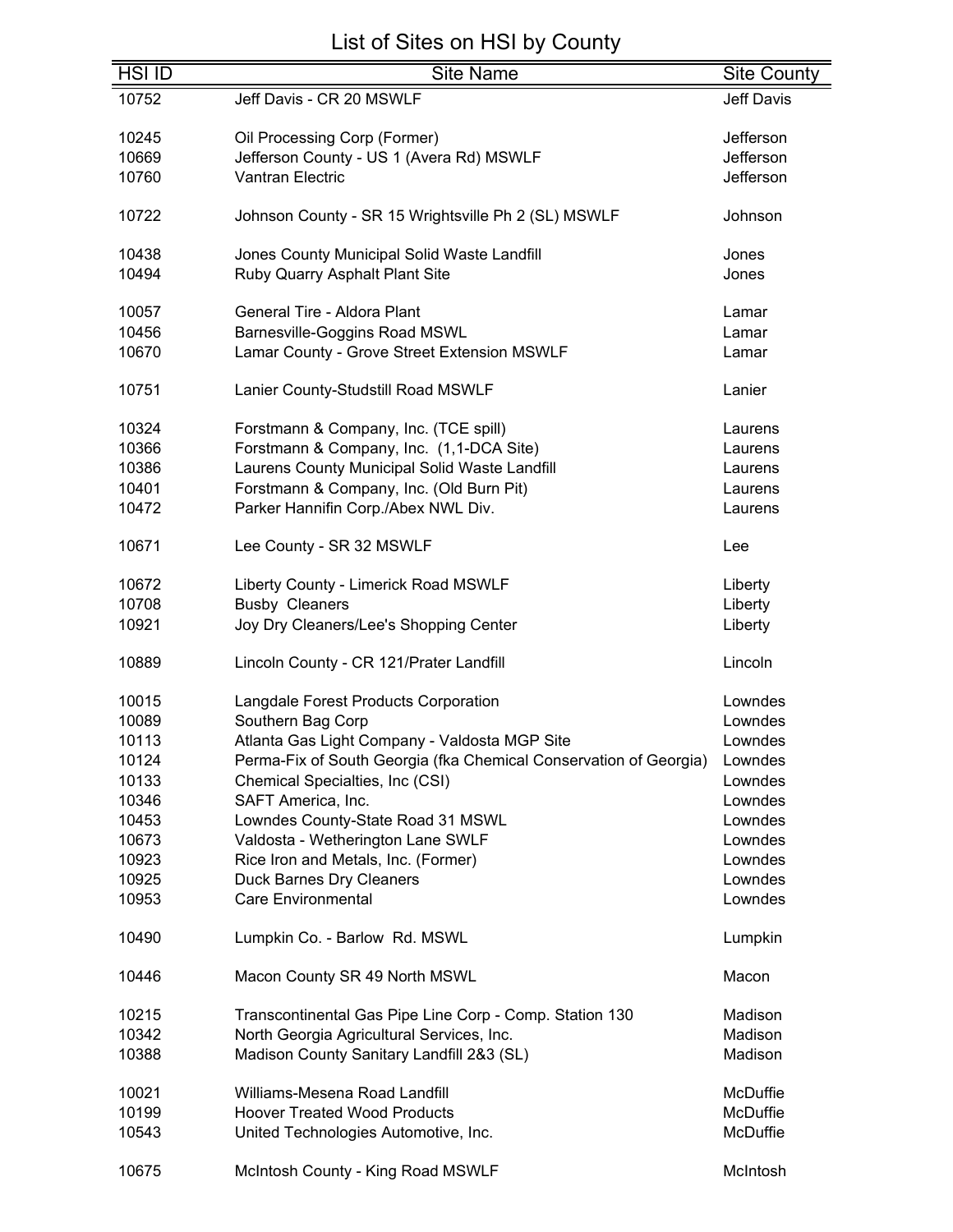# List of Sites on HSI by County

| HSI ID | Site Name | Site County |
|---|---|---|
| 10752 | Jeff Davis - CR 20 MSWLF | Jeff Davis |
| 10245 | Oil Processing Corp (Former) | Jefferson |
| 10669 | Jefferson County - US 1 (Avera Rd) MSWLF | Jefferson |
| 10760 | Vantran Electric | Jefferson |
| 10722 | Johnson County - SR 15 Wrightsville Ph 2 (SL) MSWLF | Johnson |
| 10438 | Jones County Municipal Solid Waste Landfill | Jones |
| 10494 | Ruby Quarry Asphalt Plant Site | Jones |
| 10057 | General Tire - Aldora Plant | Lamar |
| 10456 | Barnesville-Goggins Road MSWL | Lamar |
| 10670 | Lamar County - Grove Street Extension MSWLF | Lamar |
| 10751 | Lanier County-Studstill Road MSWLF | Lanier |
| 10324 | Forstmann & Company, Inc. (TCE spill) | Laurens |
| 10366 | Forstmann & Company, Inc. (1,1-DCA Site) | Laurens |
| 10386 | Laurens County Municipal Solid Waste Landfill | Laurens |
| 10401 | Forstmann & Company, Inc. (Old Burn Pit) | Laurens |
| 10472 | Parker Hannifin Corp./Abex NWL Div. | Laurens |
| 10671 | Lee County - SR 32 MSWLF | Lee |
| 10672 | Liberty County - Limerick Road MSWLF | Liberty |
| 10708 | Busby Cleaners | Liberty |
| 10921 | Joy Dry Cleaners/Lee's Shopping Center | Liberty |
| 10889 | Lincoln County - CR 121/Prater Landfill | Lincoln |
| 10015 | Langdale Forest Products Corporation | Lowndes |
| 10089 | Southern Bag Corp | Lowndes |
| 10113 | Atlanta Gas Light Company - Valdosta MGP Site | Lowndes |
| 10124 | Perma-Fix of South Georgia (fka Chemical Conservation of Georgia) | Lowndes |
| 10133 | Chemical Specialties, Inc (CSI) | Lowndes |
| 10346 | SAFT America, Inc. | Lowndes |
| 10453 | Lowndes County-State Road 31 MSWL | Lowndes |
| 10673 | Valdosta - Wetherington Lane SWLF | Lowndes |
| 10923 | Rice Iron and Metals, Inc. (Former) | Lowndes |
| 10925 | Duck Barnes Dry Cleaners | Lowndes |
| 10953 | Care Environmental | Lowndes |
| 10490 | Lumpkin Co. - Barlow Rd. MSWL | Lumpkin |
| 10446 | Macon County SR 49 North MSWL | Macon |
| 10215 | Transcontinental Gas Pipe Line Corp - Comp. Station 130 | Madison |
| 10342 | North Georgia Agricultural Services, Inc. | Madison |
| 10388 | Madison County Sanitary Landfill 2&3 (SL) | Madison |
| 10021 | Williams-Mesena Road Landfill | McDuffie |
| 10199 | Hoover Treated Wood Products | McDuffie |
| 10543 | United Technologies Automotive, Inc. | McDuffie |
| 10675 | McIntosh County - King Road MSWLF | McIntosh |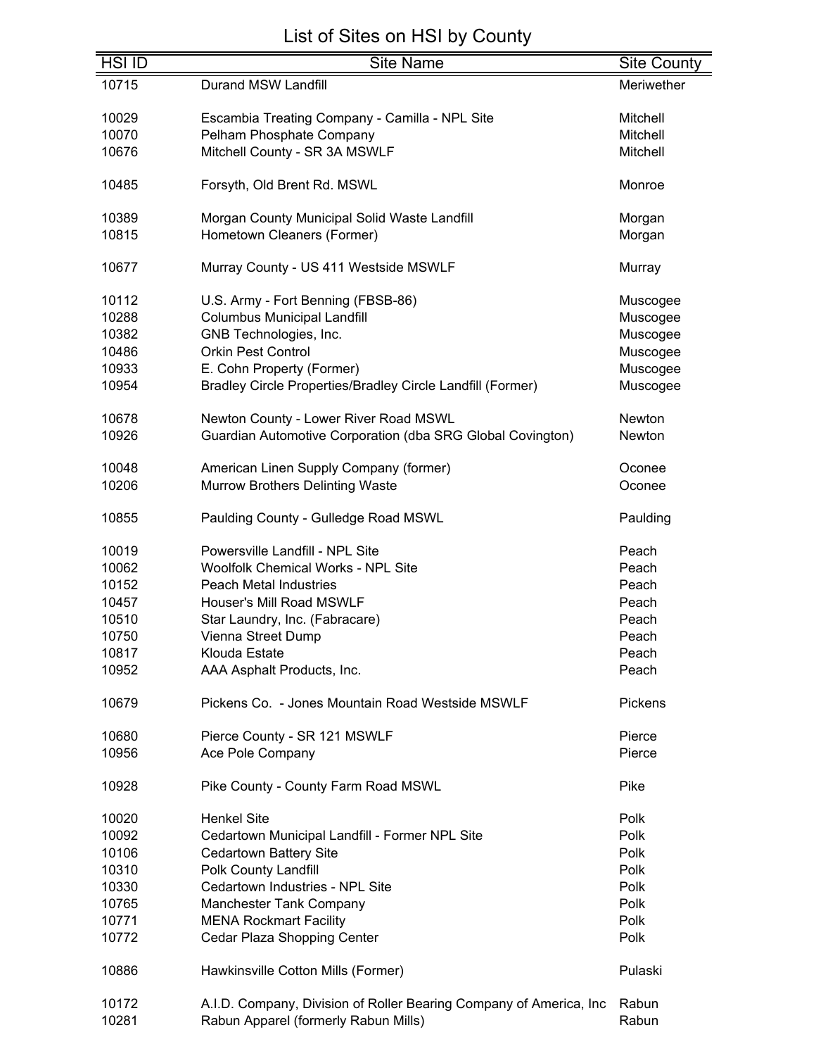# List of Sites on HSI by County

| HSI ID | Site Name | Site County |
|---|---|---|
| 10715 | Durand MSW Landfill | Meriwether |
| 10029 | Escambia Treating Company - Camilla - NPL Site | Mitchell |
| 10070 | Pelham Phosphate Company | Mitchell |
| 10676 | Mitchell County - SR 3A MSWLF | Mitchell |
| 10485 | Forsyth, Old Brent Rd. MSWL | Monroe |
| 10389 | Morgan County Municipal Solid Waste Landfill | Morgan |
| 10815 | Hometown Cleaners (Former) | Morgan |
| 10677 | Murray County - US 411 Westside MSWLF | Murray |
| 10112 | U.S. Army - Fort Benning (FBSB-86) | Muscogee |
| 10288 | Columbus Municipal Landfill | Muscogee |
| 10382 | GNB Technologies, Inc. | Muscogee |
| 10486 | Orkin Pest Control | Muscogee |
| 10933 | E. Cohn Property (Former) | Muscogee |
| 10954 | Bradley Circle Properties/Bradley Circle Landfill (Former) | Muscogee |
| 10678 | Newton County - Lower River Road MSWL | Newton |
| 10926 | Guardian Automotive Corporation (dba SRG Global Covington) | Newton |
| 10048 | American Linen Supply Company (former) | Oconee |
| 10206 | Murrow Brothers Delinting Waste | Oconee |
| 10855 | Paulding County - Gulledge Road MSWL | Paulding |
| 10019 | Powersville Landfill - NPL Site | Peach |
| 10062 | Woolfolk Chemical Works - NPL Site | Peach |
| 10152 | Peach Metal Industries | Peach |
| 10457 | Houser's Mill Road MSWLF | Peach |
| 10510 | Star Laundry, Inc. (Fabracare) | Peach |
| 10750 | Vienna Street Dump | Peach |
| 10817 | Klouda Estate | Peach |
| 10952 | AAA Asphalt Products, Inc. | Peach |
| 10679 | Pickens Co. - Jones Mountain Road Westside MSWLF | Pickens |
| 10680 | Pierce County - SR 121 MSWLF | Pierce |
| 10956 | Ace Pole Company | Pierce |
| 10928 | Pike County - County Farm Road MSWL | Pike |
| 10020 | Henkel Site | Polk |
| 10092 | Cedartown Municipal Landfill - Former NPL Site | Polk |
| 10106 | Cedartown Battery Site | Polk |
| 10310 | Polk County Landfill | Polk |
| 10330 | Cedartown Industries - NPL Site | Polk |
| 10765 | Manchester Tank Company | Polk |
| 10771 | MENA Rockmart Facility | Polk |
| 10772 | Cedar Plaza Shopping Center | Polk |
| 10886 | Hawkinsville Cotton Mills (Former) | Pulaski |
| 10172 | A.I.D. Company, Division of Roller Bearing Company of America, Inc | Rabun |
| 10281 | Rabun Apparel (formerly Rabun Mills) | Rabun |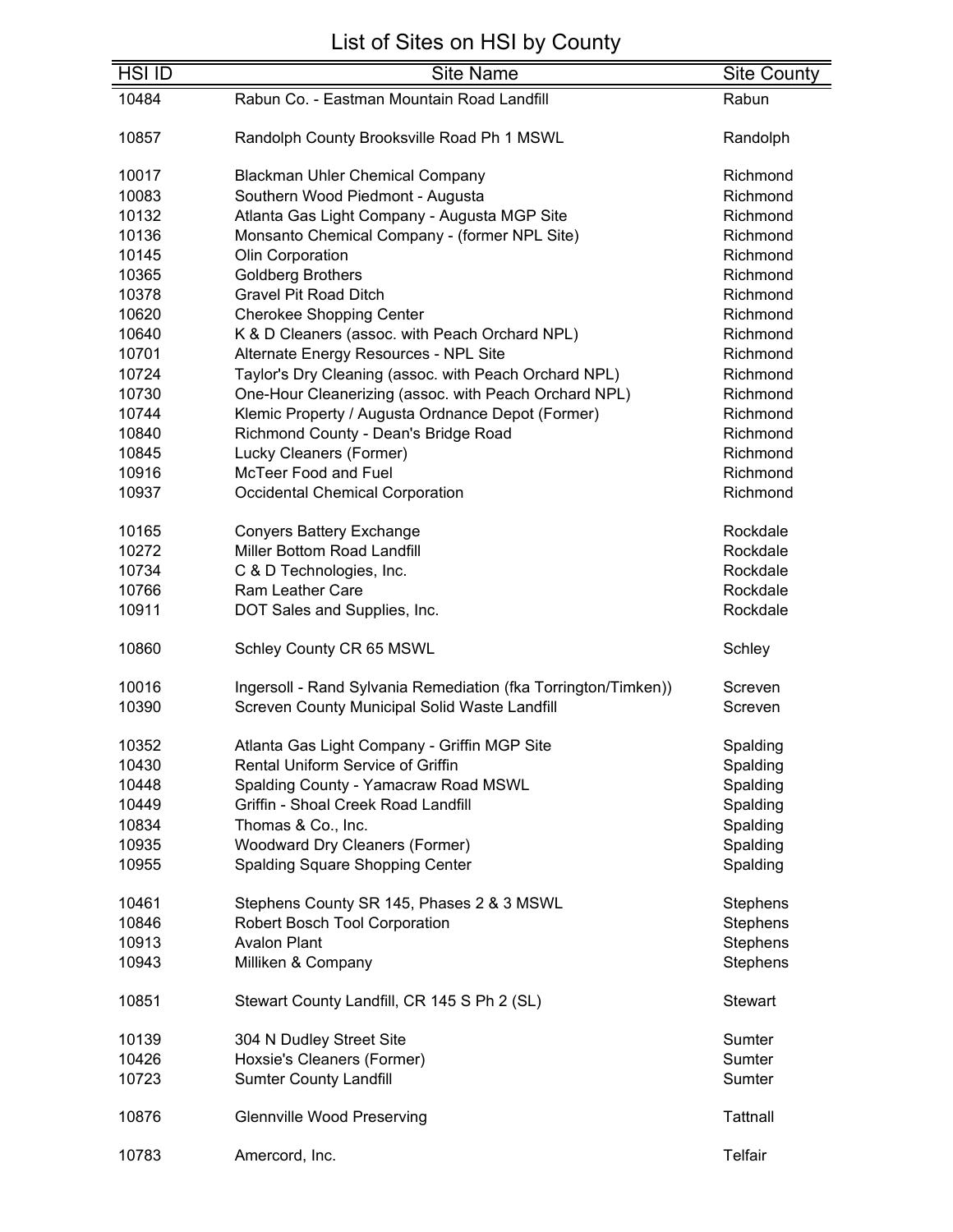# List of Sites on HSI by County

| HSI ID | Site Name | Site County |
|---|---|---|
| 10484 | Rabun Co. - Eastman Mountain Road Landfill | Rabun |
| 10857 | Randolph County Brooksville Road Ph 1 MSWL | Randolph |
| 10017 | Blackman Uhler Chemical Company | Richmond |
| 10083 | Southern Wood Piedmont - Augusta | Richmond |
| 10132 | Atlanta Gas Light Company - Augusta MGP Site | Richmond |
| 10136 | Monsanto Chemical Company - (former NPL Site) | Richmond |
| 10145 | Olin Corporation | Richmond |
| 10365 | Goldberg Brothers | Richmond |
| 10378 | Gravel Pit Road Ditch | Richmond |
| 10620 | Cherokee Shopping Center | Richmond |
| 10640 | K & D Cleaners (assoc. with Peach Orchard NPL) | Richmond |
| 10701 | Alternate Energy Resources - NPL Site | Richmond |
| 10724 | Taylor's Dry Cleaning (assoc. with Peach Orchard NPL) | Richmond |
| 10730 | One-Hour Cleanerizing (assoc. with Peach Orchard NPL) | Richmond |
| 10744 | Klemic Property / Augusta Ordnance Depot (Former) | Richmond |
| 10840 | Richmond County - Dean's Bridge Road | Richmond |
| 10845 | Lucky Cleaners (Former) | Richmond |
| 10916 | McTeer Food and Fuel | Richmond |
| 10937 | Occidental Chemical Corporation | Richmond |
| 10165 | Conyers Battery Exchange | Rockdale |
| 10272 | Miller Bottom Road Landfill | Rockdale |
| 10734 | C & D Technologies, Inc. | Rockdale |
| 10766 | Ram Leather Care | Rockdale |
| 10911 | DOT Sales and Supplies, Inc. | Rockdale |
| 10860 | Schley County CR 65 MSWL | Schley |
| 10016 | Ingersoll - Rand Sylvania Remediation (fka Torrington/Timken)) | Screven |
| 10390 | Screven County Municipal Solid Waste Landfill | Screven |
| 10352 | Atlanta Gas Light Company - Griffin MGP Site | Spalding |
| 10430 | Rental Uniform Service of Griffin | Spalding |
| 10448 | Spalding County - Yamacraw Road MSWL | Spalding |
| 10449 | Griffin - Shoal Creek Road Landfill | Spalding |
| 10834 | Thomas & Co., Inc. | Spalding |
| 10935 | Woodward Dry Cleaners (Former) | Spalding |
| 10955 | Spalding Square Shopping Center | Spalding |
| 10461 | Stephens County SR 145, Phases 2 & 3 MSWL | Stephens |
| 10846 | Robert Bosch Tool Corporation | Stephens |
| 10913 | Avalon Plant | Stephens |
| 10943 | Milliken & Company | Stephens |
| 10851 | Stewart County Landfill, CR 145 S Ph 2 (SL) | Stewart |
| 10139 | 304 N Dudley Street Site | Sumter |
| 10426 | Hoxsie's Cleaners (Former) | Sumter |
| 10723 | Sumter County Landfill | Sumter |
| 10876 | Glennville Wood Preserving | Tattnall |
| 10783 | Amercord, Inc. | Telfair |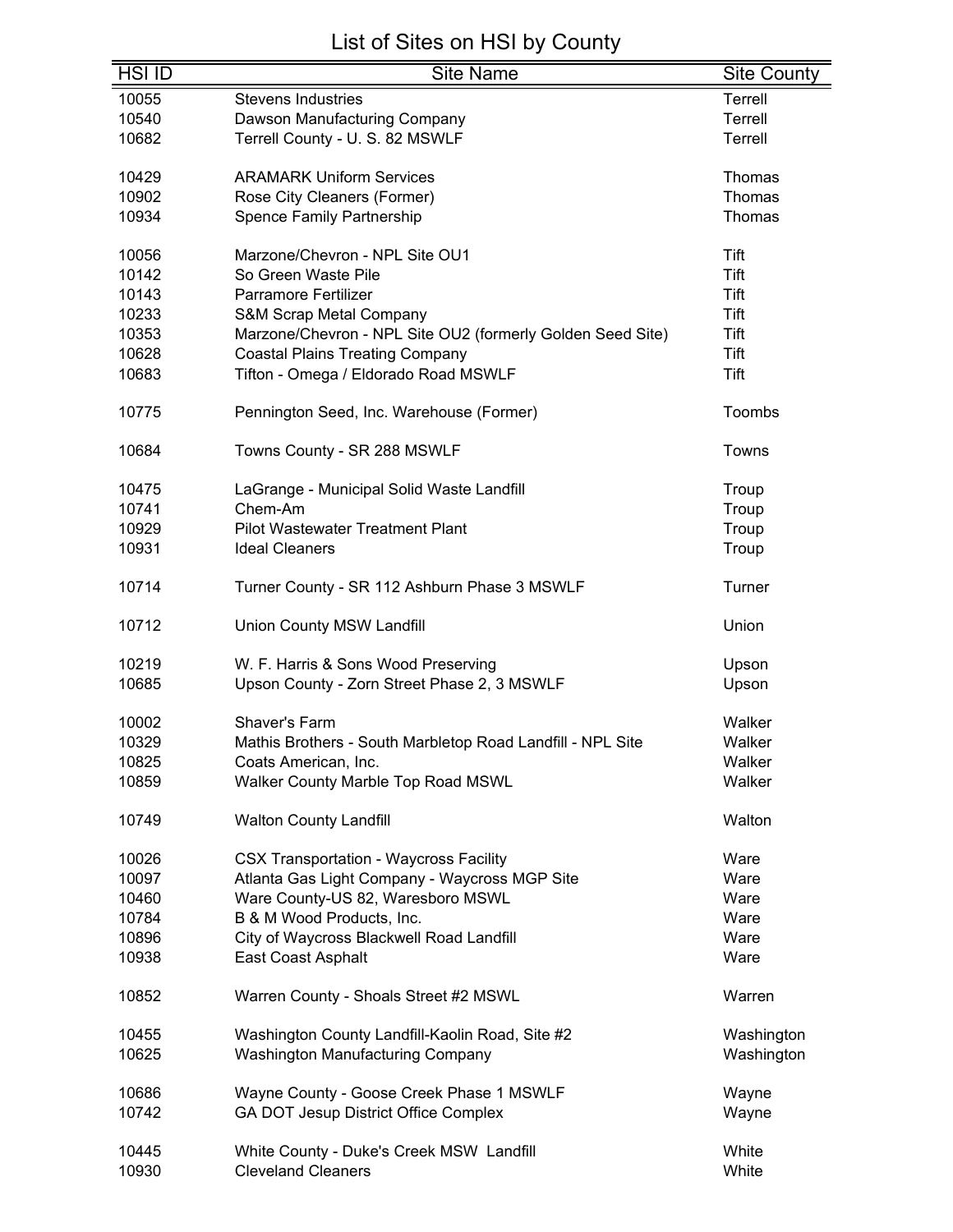# List of Sites on HSI by County

| HSI ID | Site Name | Site County |
|---|---|---|
| 10055 | Stevens Industries | Terrell |
| 10540 | Dawson Manufacturing Company | Terrell |
| 10682 | Terrell County - U. S. 82 MSWLF | Terrell |
| 10429 | ARAMARK Uniform Services | Thomas |
| 10902 | Rose City Cleaners (Former) | Thomas |
| 10934 | Spence Family Partnership | Thomas |
| 10056 | Marzone/Chevron - NPL Site OU1 | Tift |
| 10142 | So Green Waste Pile | Tift |
| 10143 | Parramore Fertilizer | Tift |
| 10233 | S&M Scrap Metal Company | Tift |
| 10353 | Marzone/Chevron - NPL Site OU2 (formerly Golden Seed Site) | Tift |
| 10628 | Coastal Plains Treating Company | Tift |
| 10683 | Tifton - Omega / Eldorado Road MSWLF | Tift |
| 10775 | Pennington Seed, Inc. Warehouse (Former) | Toombs |
| 10684 | Towns County - SR 288 MSWLF | Towns |
| 10475 | LaGrange - Municipal Solid Waste Landfill | Troup |
| 10741 | Chem-Am | Troup |
| 10929 | Pilot Wastewater Treatment Plant | Troup |
| 10931 | Ideal Cleaners | Troup |
| 10714 | Turner County - SR 112 Ashburn Phase 3 MSWLF | Turner |
| 10712 | Union County MSW Landfill | Union |
| 10219 | W. F. Harris & Sons Wood Preserving | Upson |
| 10685 | Upson County - Zorn Street Phase 2, 3 MSWLF | Upson |
| 10002 | Shaver's Farm | Walker |
| 10329 | Mathis Brothers - South Marbletop Road Landfill - NPL Site | Walker |
| 10825 | Coats American, Inc. | Walker |
| 10859 | Walker County Marble Top Road MSWL | Walker |
| 10749 | Walton County Landfill | Walton |
| 10026 | CSX Transportation - Waycross Facility | Ware |
| 10097 | Atlanta Gas Light Company - Waycross MGP Site | Ware |
| 10460 | Ware County-US 82, Waresboro MSWL | Ware |
| 10784 | B & M Wood Products, Inc. | Ware |
| 10896 | City of Waycross Blackwell Road Landfill | Ware |
| 10938 | East Coast Asphalt | Ware |
| 10852 | Warren County - Shoals Street #2 MSWL | Warren |
| 10455 | Washington County Landfill-Kaolin Road, Site #2 | Washington |
| 10625 | Washington Manufacturing Company | Washington |
| 10686 | Wayne County - Goose Creek Phase 1 MSWLF | Wayne |
| 10742 | GA DOT Jesup District Office Complex | Wayne |
| 10445 | White County - Duke's Creek MSW Landfill | White |
| 10930 | Cleveland Cleaners | White |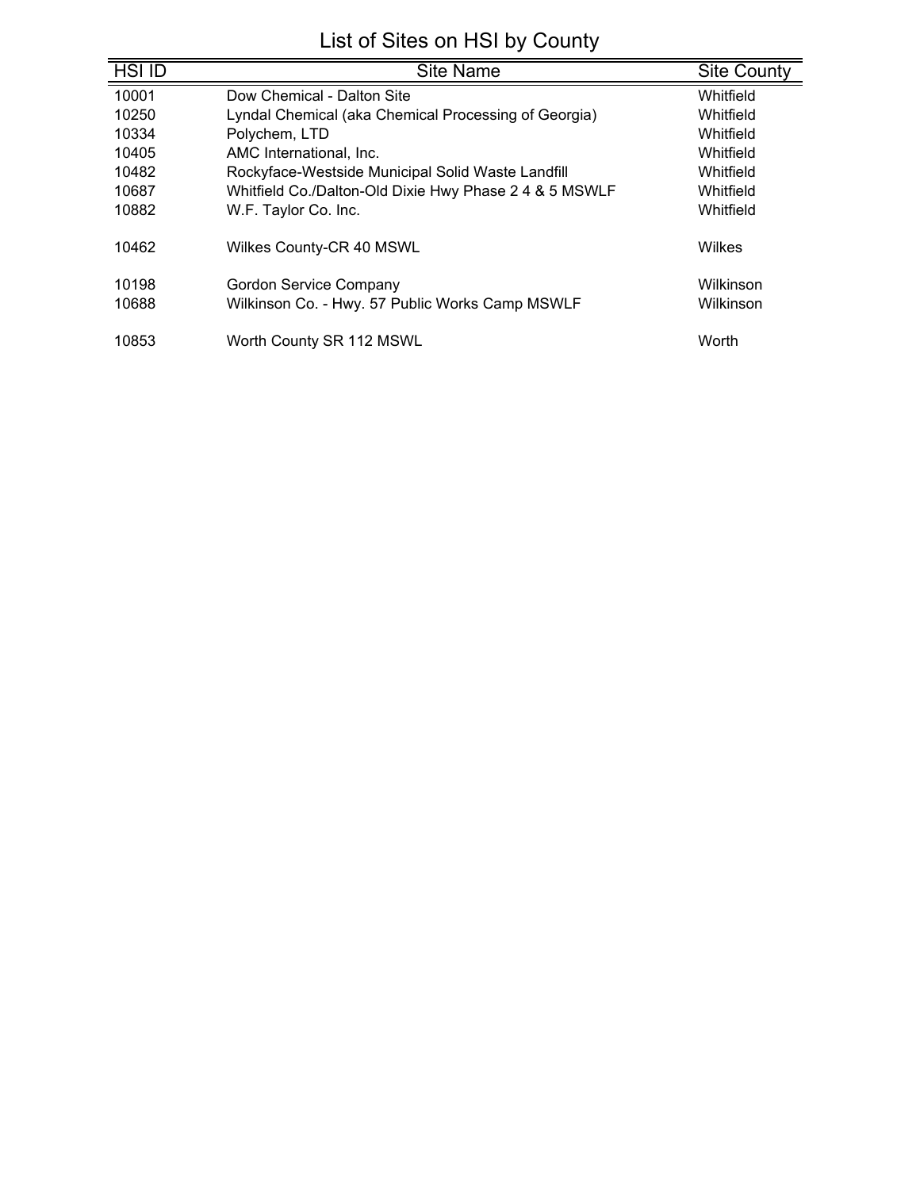# List of Sites on HSI by County

| HSI ID | Site Name | Site County |
|---|---|---|
| 10001 | Dow Chemical - Dalton Site | Whitfield |
| 10250 | Lyndal Chemical (aka Chemical Processing of Georgia) | Whitfield |
| 10334 | Polychem, LTD | Whitfield |
| 10405 | AMC International, Inc. | Whitfield |
| 10482 | Rockyface-Westside Municipal Solid Waste Landfill | Whitfield |
| 10687 | Whitfield Co./Dalton-Old Dixie Hwy Phase 2 4 & 5 MSWLF | Whitfield |
| 10882 | W.F. Taylor Co. Inc. | Whitfield |
| 10462 | Wilkes County-CR 40 MSWL | Wilkes |
| 10198 | Gordon Service Company | Wilkinson |
| 10688 | Wilkinson Co. - Hwy. 57 Public Works Camp MSWLF | Wilkinson |
| 10853 | Worth County SR 112 MSWL | Worth |